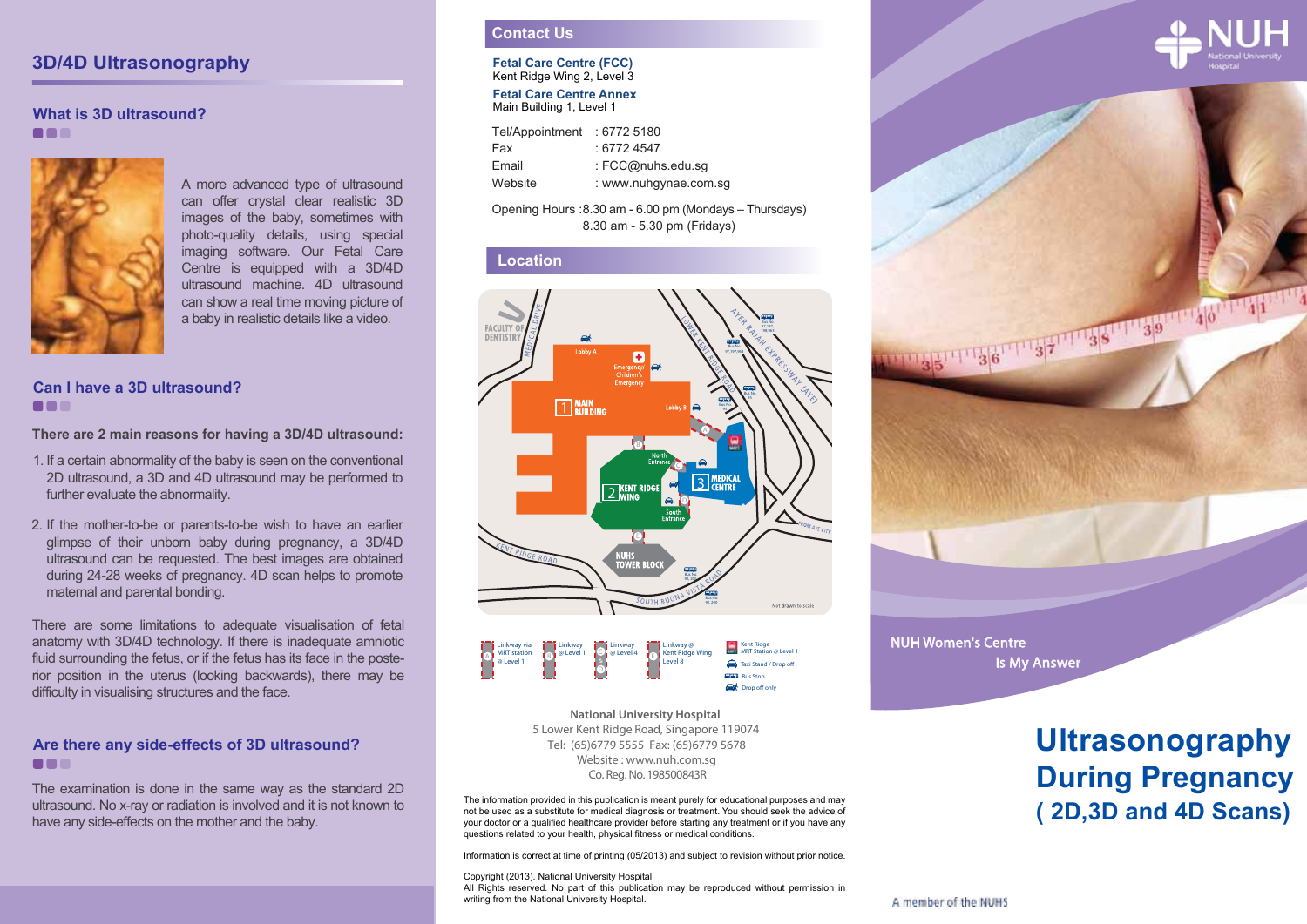## 3D/4D Ultrasonography

### What is 3D ultrasound?

A more advanced type of ultrasound can offer crystal clear realistic 3D images of the baby, sometimes with photo-quality details, using special imaging software. Our Fetal Care Centre is equipped with a 3D/4D ultrasound machine. 4D ultrasound can show a real time moving picture of a baby in realistic details like a video.

### Can I have a 3D ultrasound?

**There are 2 main reasons for having a 3D/4D ultrasound:**

1. If a certain abnormality of the baby is seen on the conventional 2D ultrasound, a 3D and 4D ultrasound may be performed to further evaluate the abnormality.
2. If the mother-to-be or parents-to-be wish to have an earlier glimpse of their unborn baby during pregnancy, a 3D/4D ultrasound can be requested. The best images are obtained during 24-28 weeks of pregnancy. 4D scan helps to promote maternal and parental bonding.

There are some limitations to adequate visualisation of fetal anatomy with 3D/4D technology. If there is inadequate amniotic fluid surrounding the fetus, or if the fetus has its face in the posterior position in the uterus (looking backwards), there may be difficulty in visualising structures and the face.

### Are there any side-effects of 3D ultrasound?

The examination is done in the same way as the standard 2D ultrasound. No x-ray or radiation is involved and it is not known to have any side-effects on the mother and the baby.

## Contact Us

**Fetal Care Centre (FCC)**
Kent Ridge Wing 2, Level 3

**Fetal Care Centre Annex**
Main Building 1, Level 1

Tel/Appointment : 6772 5180
Fax : 6772 4547
Email : FCC@nuhs.edu.sg
Website : www.nuhgynae.com.sg

Opening Hours : 8.30 am - 6.00 pm (Mondays – Thursdays)
8.30 am - 5.30 pm (Fridays)

## Location

Linkway via MRT station @ Level 1 | Linkway @ Level 1 | Linkway @ Level 4 | Linkway @ Kent Ridge Wing Level 8 | Kent Ridge MRT Station @ Level 1 | Taxi Stand / Drop off | Bus Stop | Drop off only

Not drawn to scale

**National University Hospital**
5 Lower Kent Ridge Road, Singapore 119074
Tel: (65)6779 5555 Fax: (65)6779 5678
Website : www.nuh.com.sg
Co. Reg. No. 198500843R

The information provided in this publication is meant purely for educational purposes and may not be used as a substitute for medical diagnosis or treatment. You should seek the advice of your doctor or a qualified healthcare provider before starting any treatment or if you have any questions related to your health, physical fitness or medical conditions.

Information is correct at time of printing (05/2013) and subject to revision without prior notice.

Copyright (2013). National University Hospital
All Rights reserved. No part of this publication may be reproduced without permission in writing from the National University Hospital.

NUH National University Hospital

NUH Women's Centre
Is My Answer

# Ultrasonography During Pregnancy ( 2D,3D and 4D Scans)

A member of the NUHS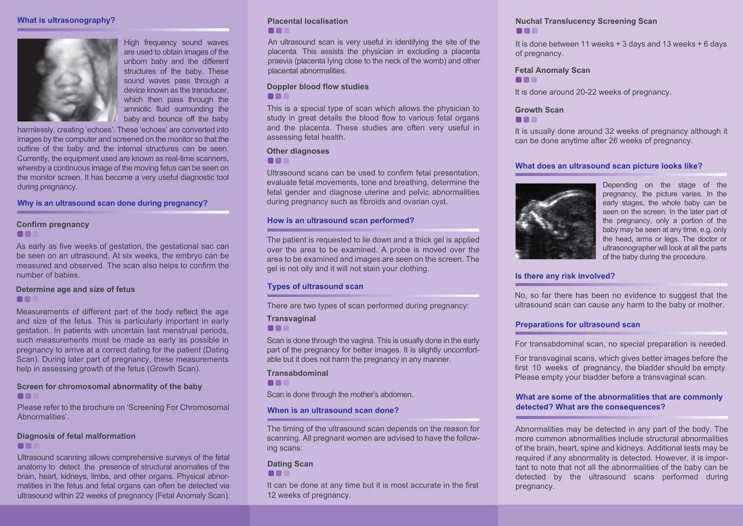## What is ultrasonography?

High frequency sound waves are used to obtain images of the unborn baby and the different structures of the baby. These sound waves pass through a device known as the transducer, which then pass through the amniotic fluid surrounding the baby and bounce off the baby harmlessly, creating 'echoes'. These 'echoes' are converted into images by the computer and screened on the monitor so that the outline of the baby and the internal structures can be seen. Currently, the equipment used are known as real-time scanners, whereby a continuous image of the moving fetus can be seen on the monitor screen. It has become a very useful diagnostic tool during pregnancy.

## Why is an ultrasound scan done during pregnancy?

### Confirm pregnancy

As early as five weeks of gestation, the gestational sac can be seen on an ultrasound. At six weeks, the embryo can be measured and observed. The scan also helps to confirm the number of babies.

### Determine age and size of fetus

Measurements of different part of the body reflect the age and size of the fetus. This is particularly important in early gestation. In patients with uncertain last menstrual periods, such measurements must be made as early as possible in pregnancy to arrive at a correct dating for the patient (Dating Scan). During later part of pregnancy, these measurements help in assessing growth of the fetus (Growth Scan).

### Screen for chromosomal abnormality of the baby

Please refer to the brochure on 'Screening For Chromosomal Abnormalities'.

### Diagnosis of fetal malformation

Ultrasound scanning allows comprehensive surveys of the fetal anatomy to detect the presence of structural anomalies of the brain, heart, kidneys, limbs, and other organs. Physical abnormalities in the fetus and fetal organs can often be detected via ultrasound within 22 weeks of pregnancy (Fetal Anomaly Scan).

### Placental localisation

An ultrasound scan is very useful in identifying the site of the placenta. This assists the physician in excluding a placenta praevia (placenta lying close to the neck of the womb) and other placental abnormalities.

### Doppler blood flow studies

This is a special type of scan which allows the physician to study in great details the blood flow to various fetal organs and the placenta. These studies are often very useful in assessing fetal health.

### Other diagnoses

Ultrasound scans can be used to confirm fetal presentation, evaluate fetal movements, tone and breathing, determine the fetal gender and diagnose uterine and pelvic abnormalities during pregnancy such as fibroids and ovarian cyst.

## How is an ultrasound scan performed?

The patient is requested to lie down and a thick gel is applied over the area to be examined. A probe is moved over the area to be examined and images are seen on the screen. The gel is not oily and it will not stain your clothing.

## Types of ultrasound scan

There are two types of scan performed during pregnancy:

### Transvaginal

Scan is done through the vagina. This is usually done in the early part of the pregnancy for better images. It is slightly uncomfortable but it does not harm the pregnancy in any manner.

### Transabdominal

Scan is done through the mother's abdomen.

## When is an ultrasound scan done?

The timing of the ultrasound scan depends on the reason for scanning. All pregnant women are advised to have the following scans:

### Dating Scan

It can be done at any time but it is most accurate in the first 12 weeks of pregnancy.

### Nuchal Translucency Screening Scan

It is done between 11 weeks + 3 days and 13 weeks + 6 days of pregnancy.

### Fetal Anomaly Scan

It is done around 20-22 weeks of pregnancy.

### Growth Scan

It is usually done around 32 weeks of pregnancy although it can be done anytime after 26 weeks of pregnancy.

## What does an ultrasound scan picture looks like?

Depending on the stage of the pregnancy, the picture varies. In the early stages, the whole baby can be seen on the screen. In the later part of the pregnancy, only a portion of the baby may be seen at any time, e.g. only the head, arms or legs. The doctor or ultrasonographer will look at all the parts of the baby during the procedure.

## Is there any risk involved?

No, so far there has been no evidence to suggest that the ultrasound scan can cause any harm to the baby or mother.

## Preparations for ultrasound scan

For transabdominal scan, no special preparation is needed.

For transvaginal scans, which gives better images before the first 10 weeks of pregnancy, the bladder should be empty. Please empty your bladder before a transvaginal scan.

## What are some of the abnormalities that are commonly detected? What are the consequences?

Abnormalities may be detected in any part of the body. The more common abnormalities include structural abnormalities of the brain, heart, spine and kidneys. Additional tests may be required if any abnormality is detected. However, it is important to note that not all the abnormalities of the baby can be detected by the ultrasound scans performed during pregnancy.